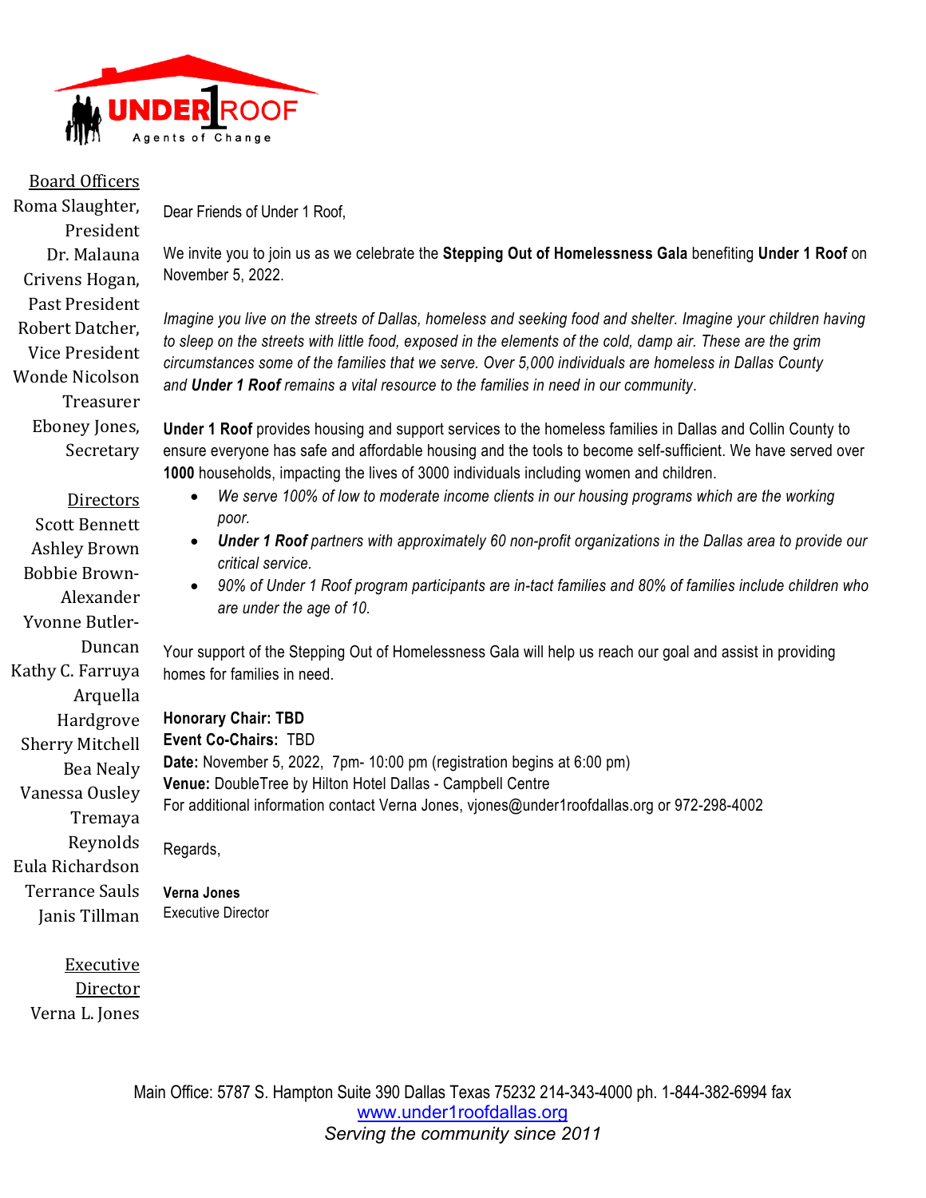UNDER 1 ROOF
Agents of Change

Board Officers
Roma Slaughter, President
Dr. Malauna Crivens Hogan, Past President
Robert Datcher, Vice President
Wonde Nicolson Treasurer
Eboney Jones, Secretary

Directors
Scott Bennett
Ashley Brown
Bobbie Brown-Alexander
Yvonne Butler-Duncan
Kathy C. Farruya
Arquella Hardgrove
Sherry Mitchell
Bea Nealy
Vanessa Ousley
Tremaya Reynolds
Eula Richardson
Terrance Sauls
Janis Tillman

Executive Director
Verna L. Jones

Dear Friends of Under 1 Roof,

We invite you to join us as we celebrate the **Stepping Out of Homelessness Gala** benefiting **Under 1 Roof** on November 5, 2022.

*Imagine you live on the streets of Dallas, homeless and seeking food and shelter. Imagine your children having to sleep on the streets with little food, exposed in the elements of the cold, damp air. These are the grim circumstances some of the families that we serve. Over 5,000 individuals are homeless in Dallas County and* ***Under 1 Roof*** *remains a vital resource to the families in need in our community.*

**Under 1 Roof** provides housing and support services to the homeless families in Dallas and Collin County to ensure everyone has safe and affordable housing and the tools to become self-sufficient. We have served over **1000** households, impacting the lives of 3000 individuals including women and children.

- *We serve 100% of low to moderate income clients in our housing programs which are the working poor.*
- ***Under 1 Roof*** *partners with approximately 60 non-profit organizations in the Dallas area to provide our critical service.*
- *90% of Under 1 Roof program participants are in-tact families and 80% of families include children who are under the age of 10.*

Your support of the Stepping Out of Homelessness Gala will help us reach our goal and assist in providing homes for families in need.

**Honorary Chair: TBD**
**Event Co-Chairs:** TBD
**Date:** November 5, 2022, 7pm- 10:00 pm (registration begins at 6:00 pm)
**Venue:** DoubleTree by Hilton Hotel Dallas - Campbell Centre
For additional information contact Verna Jones, vjones@under1roofdallas.org or 972-298-4002

Regards,

**Verna Jones**
Executive Director

Main Office: 5787 S. Hampton Suite 390 Dallas Texas 75232 214-343-4000 ph. 1-844-382-6994 fax
www.under1roofdallas.org
*Serving the community since 2011*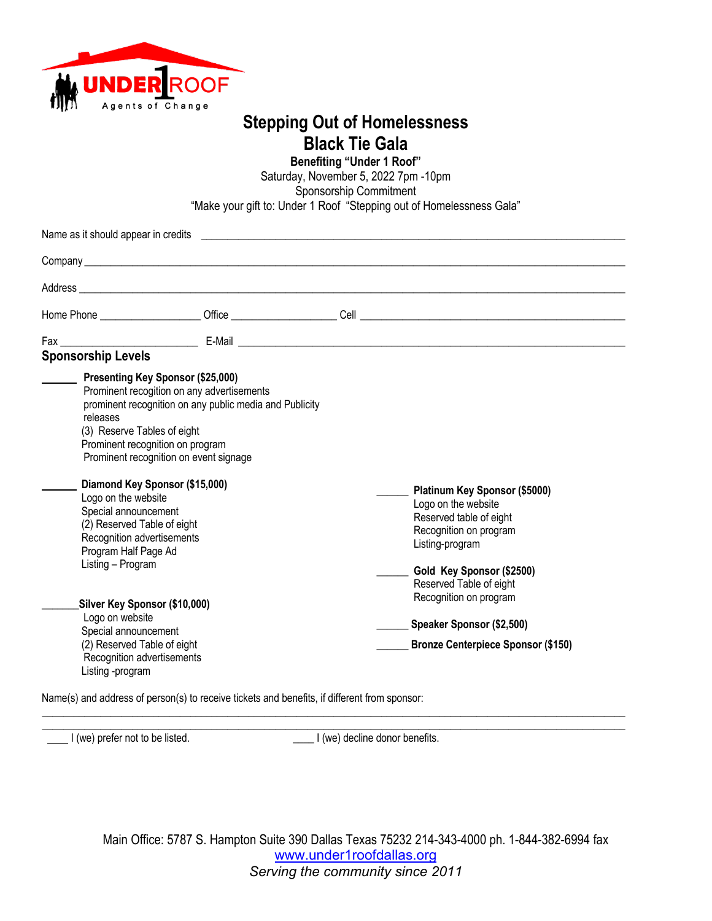UNDER 1 ROOF
Agents of Change

# Stepping Out of Homelessness
# Black Tie Gala

**Benefiting "Under 1 Roof"**

Saturday, November 5, 2022 7pm -10pm

Sponsorship Commitment

"Make your gift to: Under 1 Roof "Stepping out of Homelessness Gala"

Name as it should appear in credits ______________________________________________

Company ______________________________________________

Address ______________________________________________

Home Phone ________________ Office ________________ Cell ________________________

Fax ______________________ E-Mail ______________________________________________

## Sponsorship Levels

______ **Presenting Key Sponsor ($25,000)**
Prominent recognition on any advertisements
prominent recognition on any public media and Publicity releases
(3) Reserve Tables of eight
Prominent recognition on program
Prominent recognition on event signage

______ **Diamond Key Sponsor ($15,000)**
Logo on the website
Special announcement
(2) Reserved Table of eight
Recognition advertisements
Program Half Page Ad
Listing – Program

______ **Silver Key Sponsor ($10,000)**
Logo on website
Special announcement
(2) Reserved Table of eight
Recognition advertisements
Listing -program

______ **Platinum Key Sponsor ($5000)**
Logo on the website
Reserved table of eight
Recognition on program
Listing-program

______ **Gold Key Sponsor ($2500)**
Reserved Table of eight
Recognition on program

______ **Speaker Sponsor ($2,500)**

______ **Bronze Centerpiece Sponsor ($150)**

Name(s) and address of person(s) to receive tickets and benefits, if different from sponsor:

______________________________________________________________________________

______________________________________________________________________________

____ I (we) prefer not to be listed. ____ I (we) decline donor benefits.

Main Office: 5787 S. Hampton Suite 390 Dallas Texas 75232 214-343-4000 ph. 1-844-382-6994 fax

www.under1roofdallas.org

*Serving the community since 2011*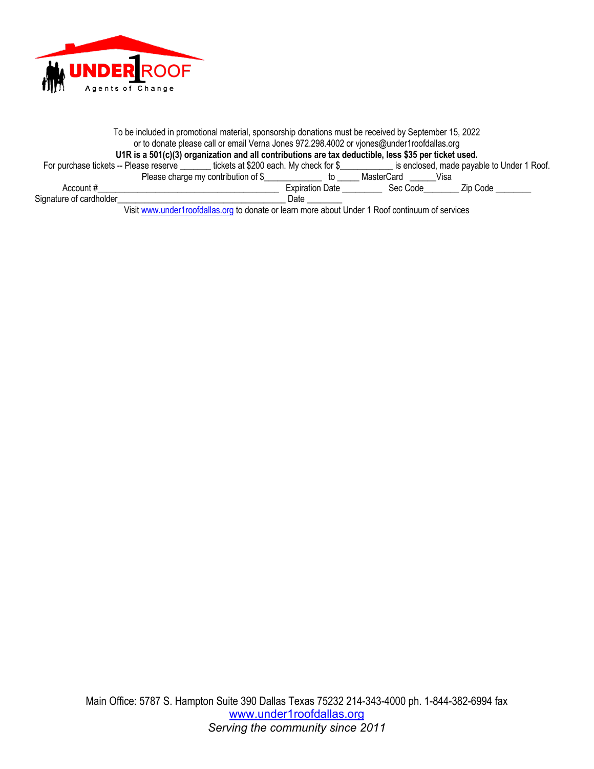To be included in promotional material, sponsorship donations must be received by September 15, 2022
or to donate please call or email Verna Jones 972.298.4002 or vjones@under1roofdallas.org

**U1R is a 501(c)(3) organization and all contributions are tax deductible, less $35 per ticket used.**

For purchase tickets -- Please reserve _______ tickets at $200 each. My check for $____________ is enclosed, made payable to Under 1 Roof.

Please charge my contribution of $_____________ to _____ MasterCard ______Visa

Account #_________________________________________ Expiration Date ________ Sec Code________ Zip Code ________

Signature of cardholder_____________________________________ Date ________

Visit www.under1roofdallas.org to donate or learn more about Under 1 Roof continuum of services

Main Office: 5787 S. Hampton Suite 390 Dallas Texas 75232 214-343-4000 ph. 1-844-382-6994 fax
www.under1roofdallas.org
*Serving the community since 2011*